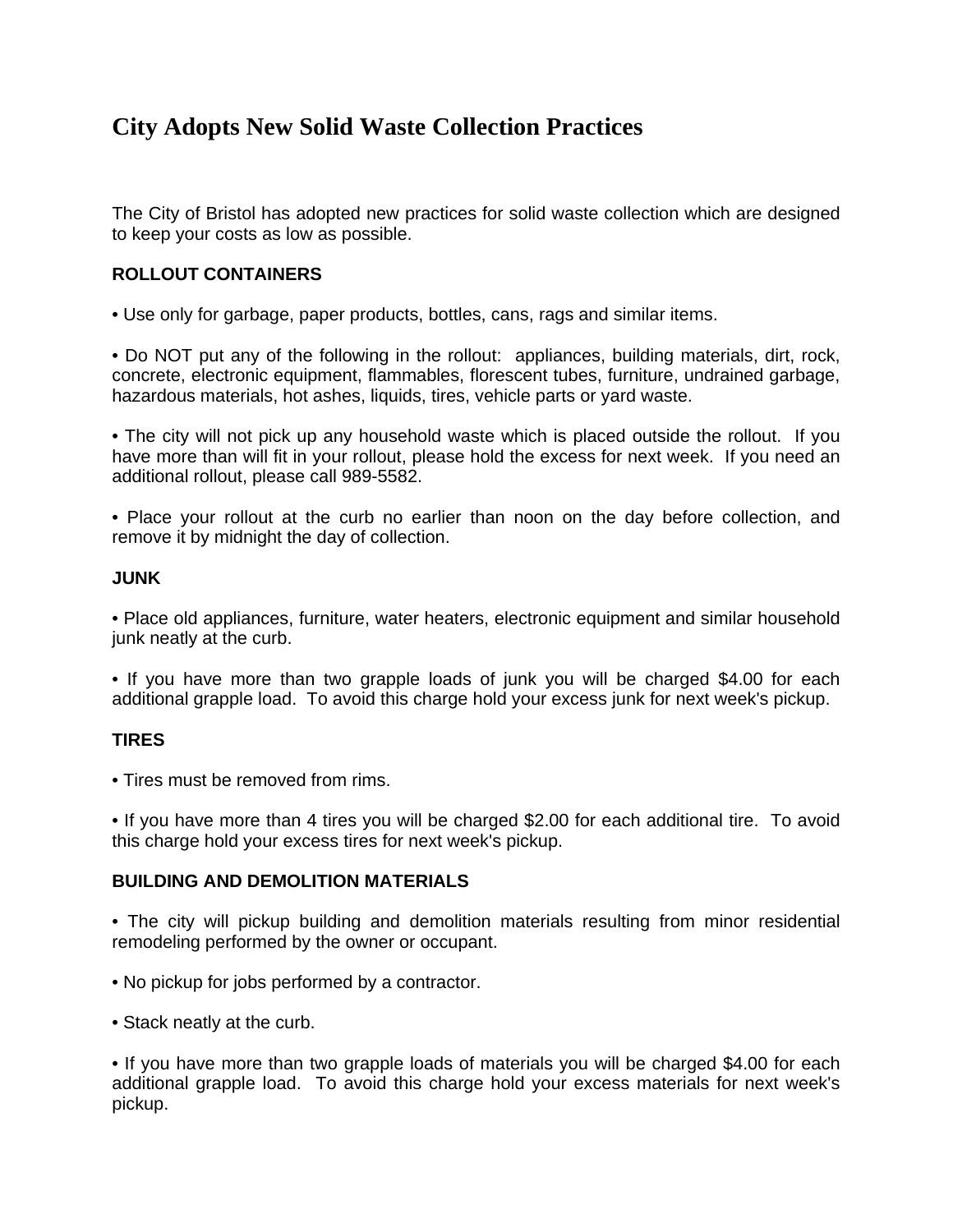# City Adopts New Solid Waste Collection Practices

The City of Bristol has adopted new practices for solid waste collection which are designed to keep your costs as low as possible.

**ROLLOUT CONTAINERS**

• Use only for garbage, paper products, bottles, cans, rags and similar items.

• Do NOT put any of the following in the rollout: appliances, building materials, dirt, rock, concrete, electronic equipment, flammables, florescent tubes, furniture, undrained garbage, hazardous materials, hot ashes, liquids, tires, vehicle parts or yard waste.

• The city will not pick up any household waste which is placed outside the rollout. If you have more than will fit in your rollout, please hold the excess for next week. If you need an additional rollout, please call 989-5582.

• Place your rollout at the curb no earlier than noon on the day before collection, and remove it by midnight the day of collection.

**JUNK**

• Place old appliances, furniture, water heaters, electronic equipment and similar household junk neatly at the curb.

• If you have more than two grapple loads of junk you will be charged $4.00 for each additional grapple load. To avoid this charge hold your excess junk for next week's pickup.

**TIRES**

• Tires must be removed from rims.

• If you have more than 4 tires you will be charged $2.00 for each additional tire. To avoid this charge hold your excess tires for next week's pickup.

**BUILDING AND DEMOLITION MATERIALS**

• The city will pickup building and demolition materials resulting from minor residential remodeling performed by the owner or occupant.

• No pickup for jobs performed by a contractor.

• Stack neatly at the curb.

• If you have more than two grapple loads of materials you will be charged $4.00 for each additional grapple load. To avoid this charge hold your excess materials for next week's pickup.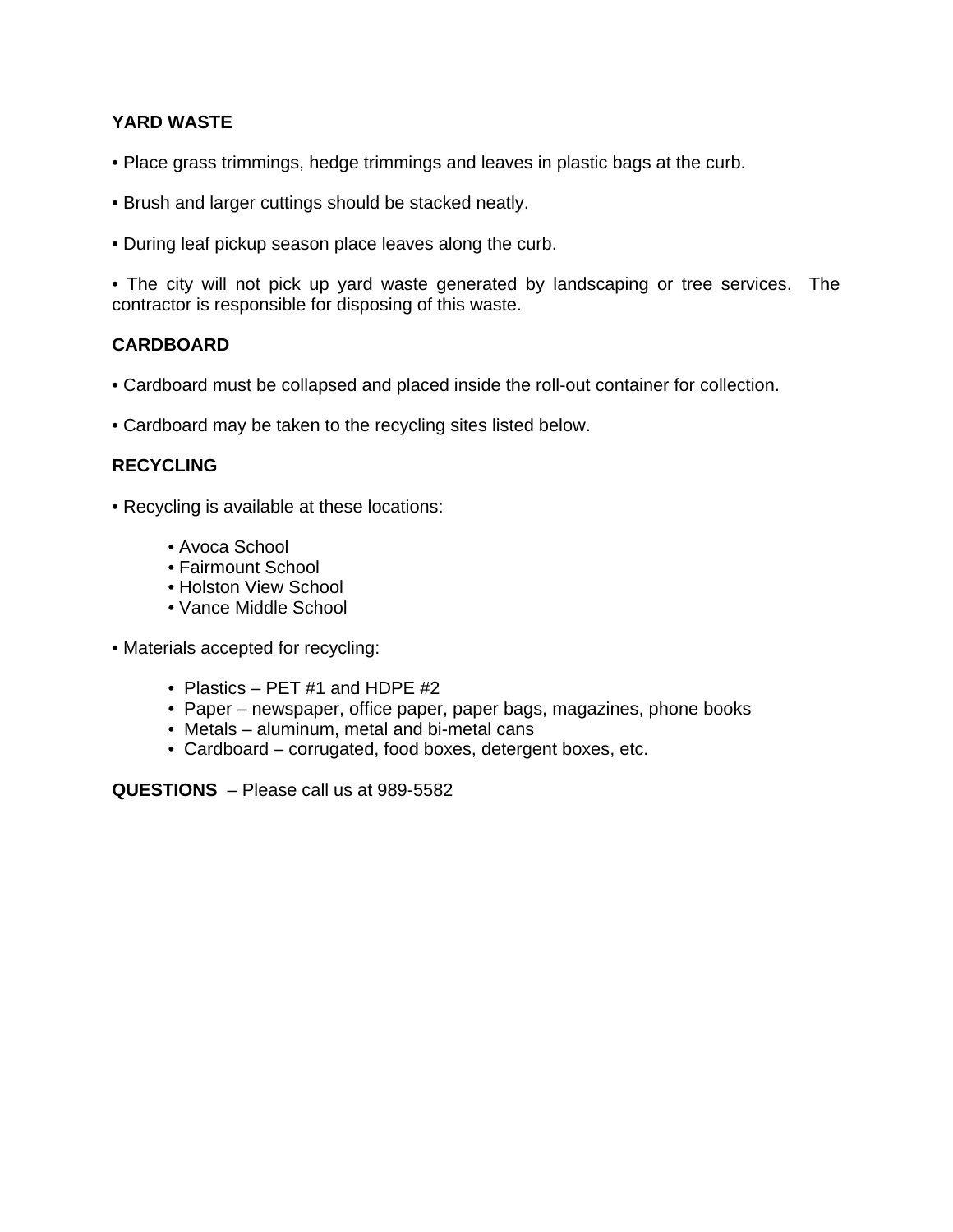**YARD WASTE**

- Place grass trimmings, hedge trimmings and leaves in plastic bags at the curb.
- Brush and larger cuttings should be stacked neatly.
- During leaf pickup season place leaves along the curb.
- The city will not pick up yard waste generated by landscaping or tree services. The contractor is responsible for disposing of this waste.

**CARDBOARD**

- Cardboard must be collapsed and placed inside the roll-out container for collection.
- Cardboard may be taken to the recycling sites listed below.

**RECYCLING**

- Recycling is available at these locations:
  - Avoca School
  - Fairmount School
  - Holston View School
  - Vance Middle School
- Materials accepted for recycling:
  - Plastics – PET #1 and HDPE #2
  - Paper – newspaper, office paper, paper bags, magazines, phone books
  - Metals – aluminum, metal and bi-metal cans
  - Cardboard – corrugated, food boxes, detergent boxes, etc.

**QUESTIONS** – Please call us at 989-5582